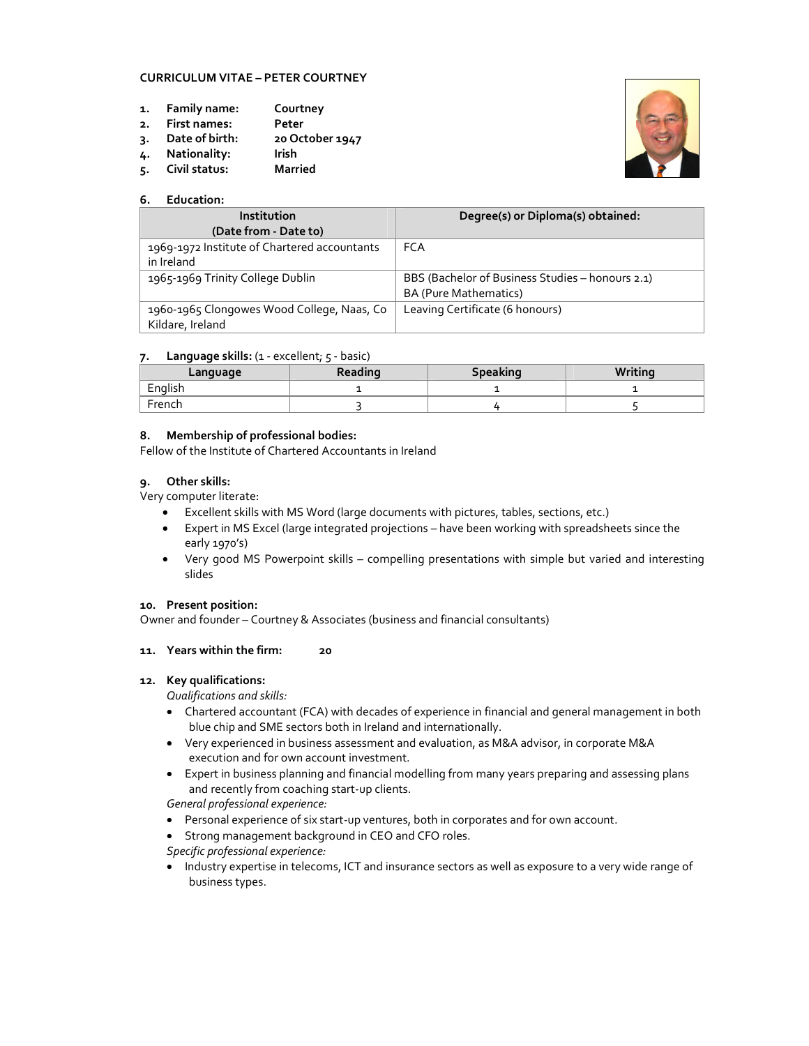## CURRICULUM VITAE – PETER COURTNEY

1. **Family name:** Courtney
2. **First names:** Peter
3. **Date of birth:** 20 October 1947
4. **Nationality:** Irish
5. **Civil status:** Married

### 6. Education:

| Institution (Date from - Date to) | Degree(s) or Diploma(s) obtained: |
|---|---|
| 1969-1972 Institute of Chartered accountants in Ireland | FCA |
| 1965-1969 Trinity College Dublin | BBS (Bachelor of Business Studies – honours 2.1) BA (Pure Mathematics) |
| 1960-1965 Clongowes Wood College, Naas, Co Kildare, Ireland | Leaving Certificate (6 honours) |

### 7. Language skills: (1 - excellent; 5 - basic)

| Language | Reading | Speaking | Writing |
|---|---|---|---|
| English | 1 | 1 | 1 |
| French | 3 | 4 | 5 |

### 8. Membership of professional bodies:

Fellow of the Institute of Chartered Accountants in Ireland

### 9. Other skills:

Very computer literate:

- Excellent skills with MS Word (large documents with pictures, tables, sections, etc.)
- Expert in MS Excel (large integrated projections – have been working with spreadsheets since the early 1970's)
- Very good MS Powerpoint skills – compelling presentations with simple but varied and interesting slides

### 10. Present position:

Owner and founder – Courtney & Associates (business and financial consultants)

### 11. Years within the firm: 20

### 12. Key qualifications:

*Qualifications and skills:*

- Chartered accountant (FCA) with decades of experience in financial and general management in both blue chip and SME sectors both in Ireland and internationally.
- Very experienced in business assessment and evaluation, as M&A advisor, in corporate M&A execution and for own account investment.
- Expert in business planning and financial modelling from many years preparing and assessing plans and recently from coaching start-up clients.

*General professional experience:*

- Personal experience of six start-up ventures, both in corporates and for own account.
- Strong management background in CEO and CFO roles.

*Specific professional experience:*

- Industry expertise in telecoms, ICT and insurance sectors as well as exposure to a very wide range of business types.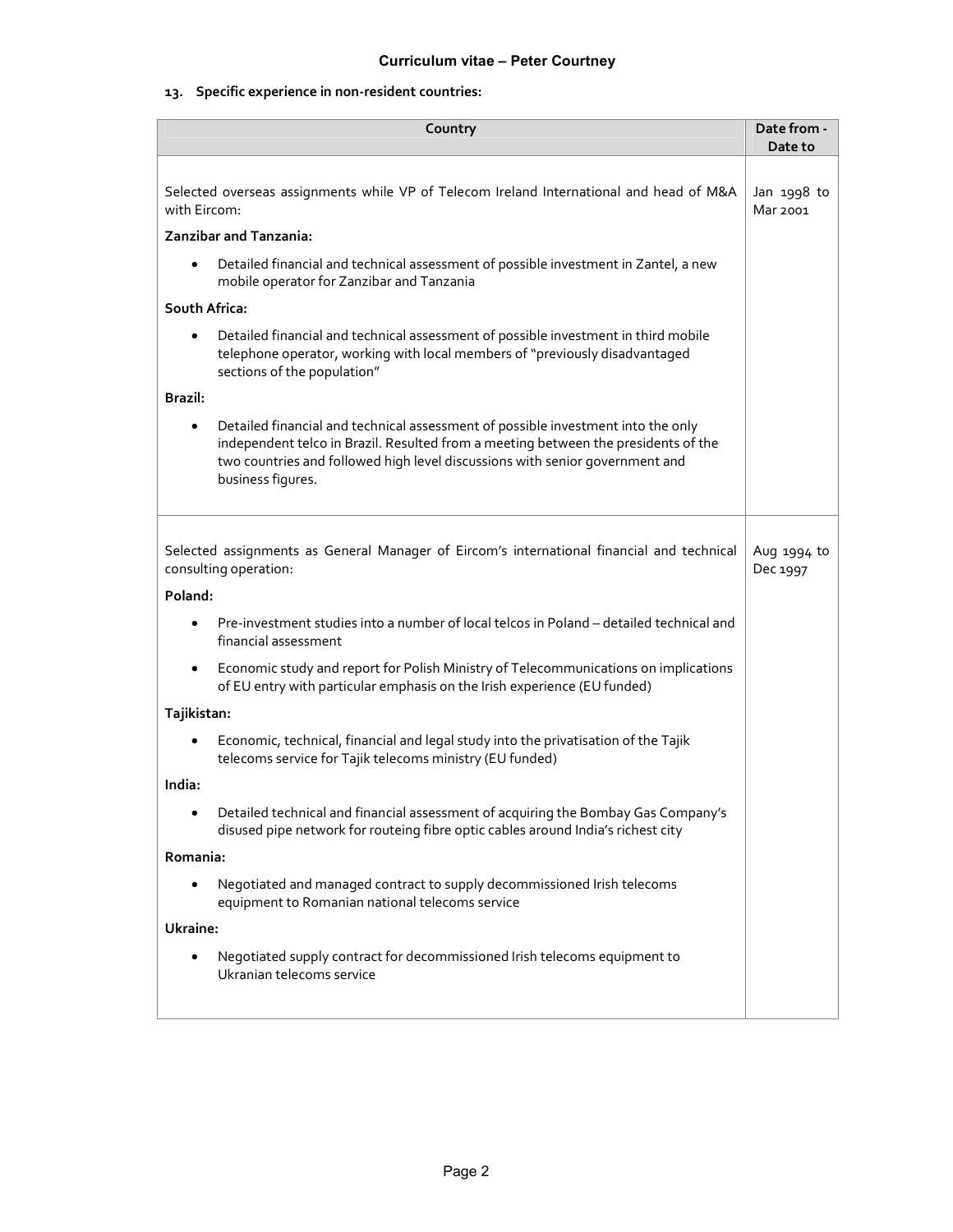**13. Specific experience in non-resident countries:**

| Country | Date from - Date to |
|---|---|
| Selected overseas assignments while VP of Telecom Ireland International and head of M&A with Eircom:<br><br>**Zanzibar and Tanzania:**<br>• Detailed financial and technical assessment of possible investment in Zantel, a new mobile operator for Zanzibar and Tanzania<br><br>**South Africa:**<br>• Detailed financial and technical assessment of possible investment in third mobile telephone operator, working with local members of "previously disadvantaged sections of the population"<br><br>**Brazil:**<br>• Detailed financial and technical assessment of possible investment into the only independent telco in Brazil. Resulted from a meeting between the presidents of the two countries and followed high level discussions with senior government and business figures. | Jan 1998 to Mar 2001 |
| Selected assignments as General Manager of Eircom's international financial and technical consulting operation:<br><br>**Poland:**<br>• Pre-investment studies into a number of local telcos in Poland – detailed technical and financial assessment<br>• Economic study and report for Polish Ministry of Telecommunications on implications of EU entry with particular emphasis on the Irish experience (EU funded)<br><br>**Tajikistan:**<br>• Economic, technical, financial and legal study into the privatisation of the Tajik telecoms service for Tajik telecoms ministry (EU funded)<br><br>**India:**<br>• Detailed technical and financial assessment of acquiring the Bombay Gas Company's disused pipe network for routeing fibre optic cables around India's richest city<br><br>**Romania:**<br>• Negotiated and managed contract to supply decommissioned Irish telecoms equipment to Romanian national telecoms service<br><br>**Ukraine:**<br>• Negotiated supply contract for decommissioned Irish telecoms equipment to Ukranian telecoms service | Aug 1994 to Dec 1997 |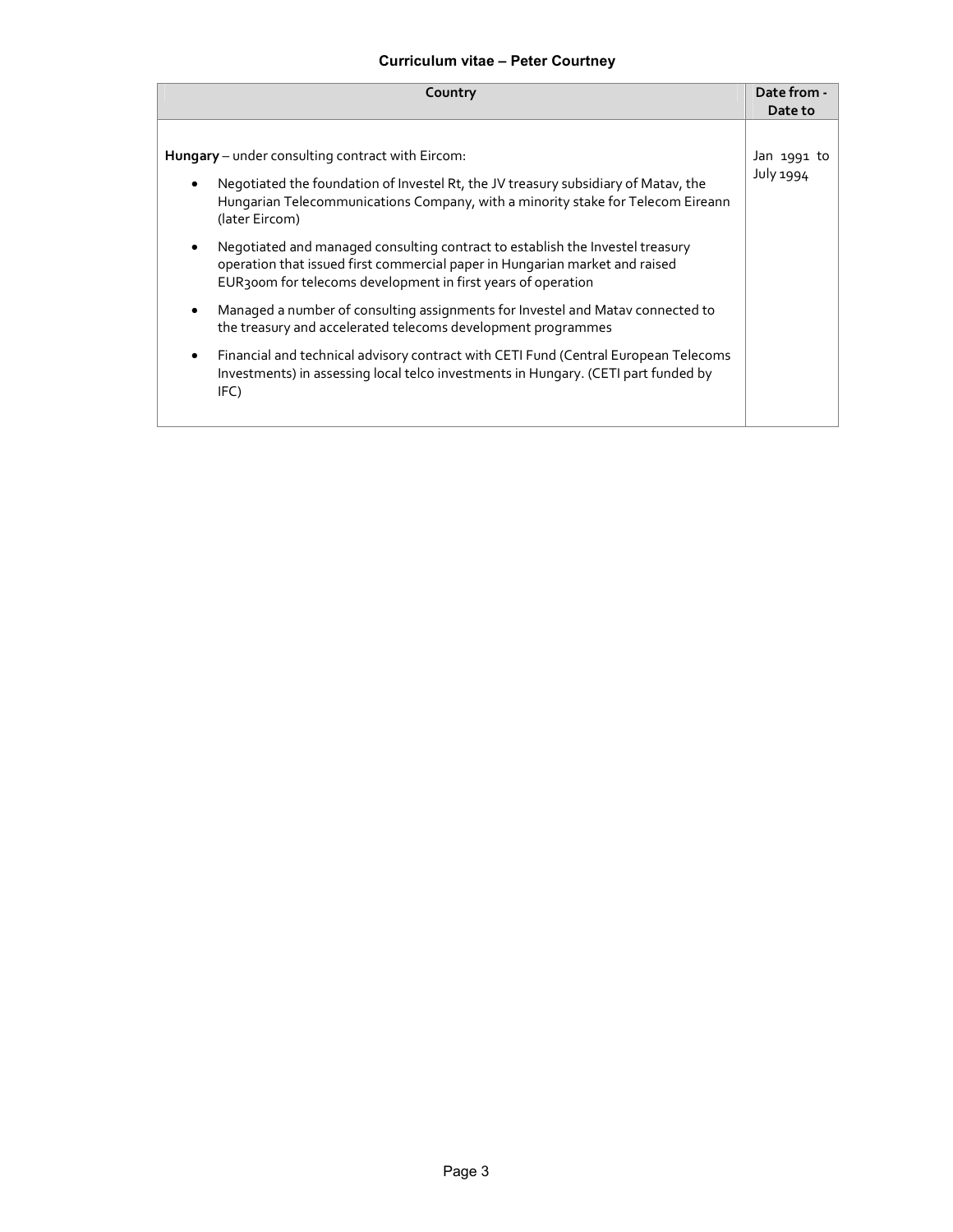| Country | Date from - Date to |
| --- | --- |
| **Hungary** – under consulting contract with Eircom:<br>• Negotiated the foundation of Investel Rt, the JV treasury subsidiary of Matav, the Hungarian Telecommunications Company, with a minority stake for Telecom Eireann (later Eircom)<br>• Negotiated and managed consulting contract to establish the Investel treasury operation that issued first commercial paper in Hungarian market and raised EUR300m for telecoms development in first years of operation<br>• Managed a number of consulting assignments for Investel and Matav connected to the treasury and accelerated telecoms development programmes<br>• Financial and technical advisory contract with CETI Fund (Central European Telecoms Investments) in assessing local telco investments in Hungary. (CETI part funded by IFC) | Jan 1991 to July 1994 |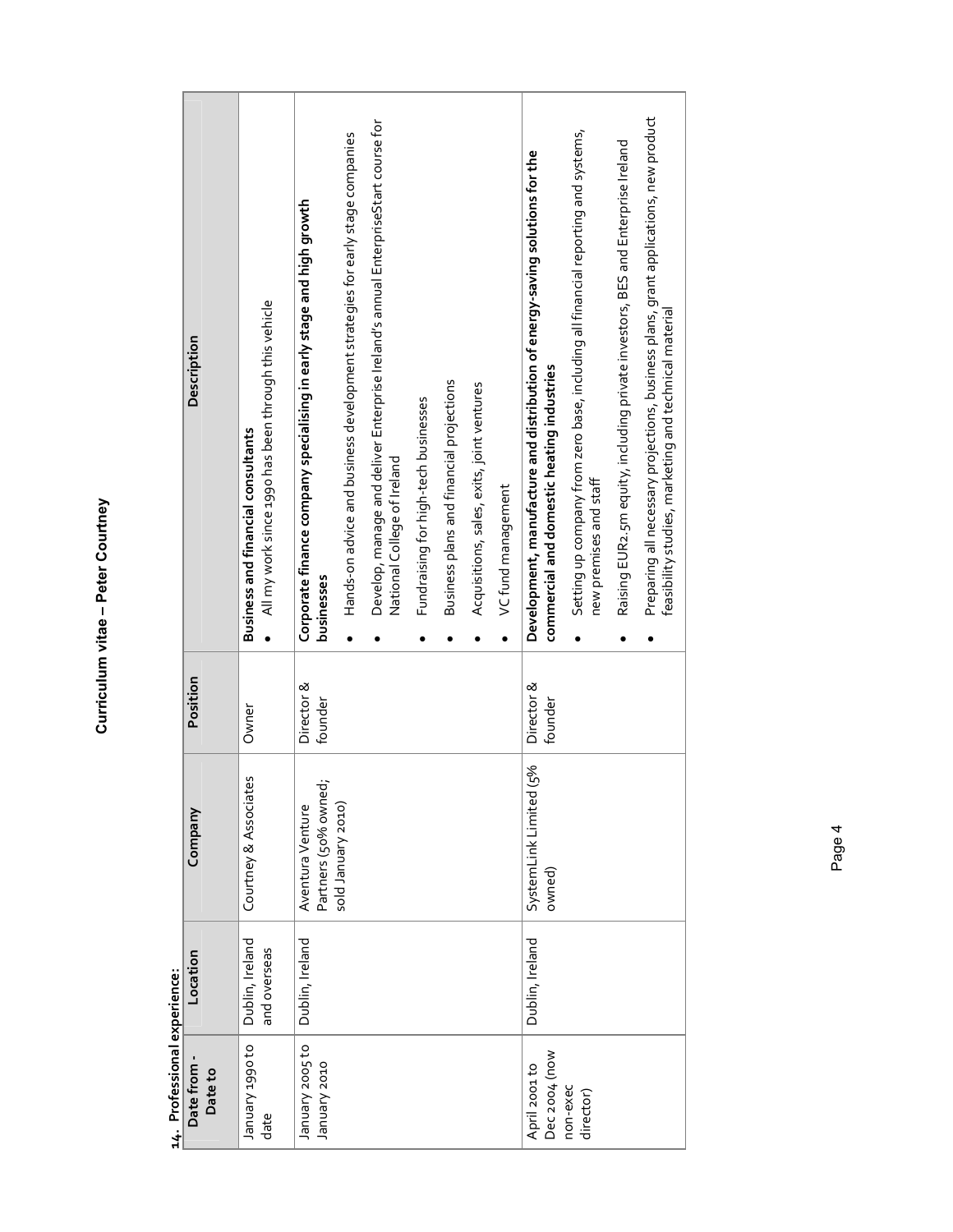# Curriculum vitae – Peter Courtney

**14. Professional experience:**

| Date from - Date to | Location | Company | Position | Description |
|---|---|---|---|---|
| January 1990 to date | Dublin, Ireland and overseas | Courtney & Associates | Owner | **Business and financial consultants** <br>• All my work since 1990 has been through this vehicle |
| January 2005 to January 2010 | Dublin, Ireland | Aventura Venture Partners (50% owned; sold January 2010) | Director & founder | **Corporate finance company specialising in early stage and high growth businesses** <br>• Hands-on advice and business development strategies for early stage companies <br>• Develop, manage and deliver Enterprise Ireland's annual EnterpriseStart course for National College of Ireland <br>• Fundraising for high-tech businesses <br>• Business plans and financial projections <br>• Acquisitions, sales, exits, joint ventures <br>• VC fund management |
| April 2001 to Dec 2004 (now non-exec director) | Dublin, Ireland | SystemLink Limited (5% owned) | Director & founder | **Development, manufacture and distribution of energy-saving solutions for the commercial and domestic heating industries** <br>• Setting up company from zero base, including all financial reporting and systems, new premises and staff <br>• Raising EUR2.5m equity, including private investors, BES and Enterprise Ireland <br>• Preparing all necessary projections, business plans, grant applications, new product feasibility studies, marketing and technical material |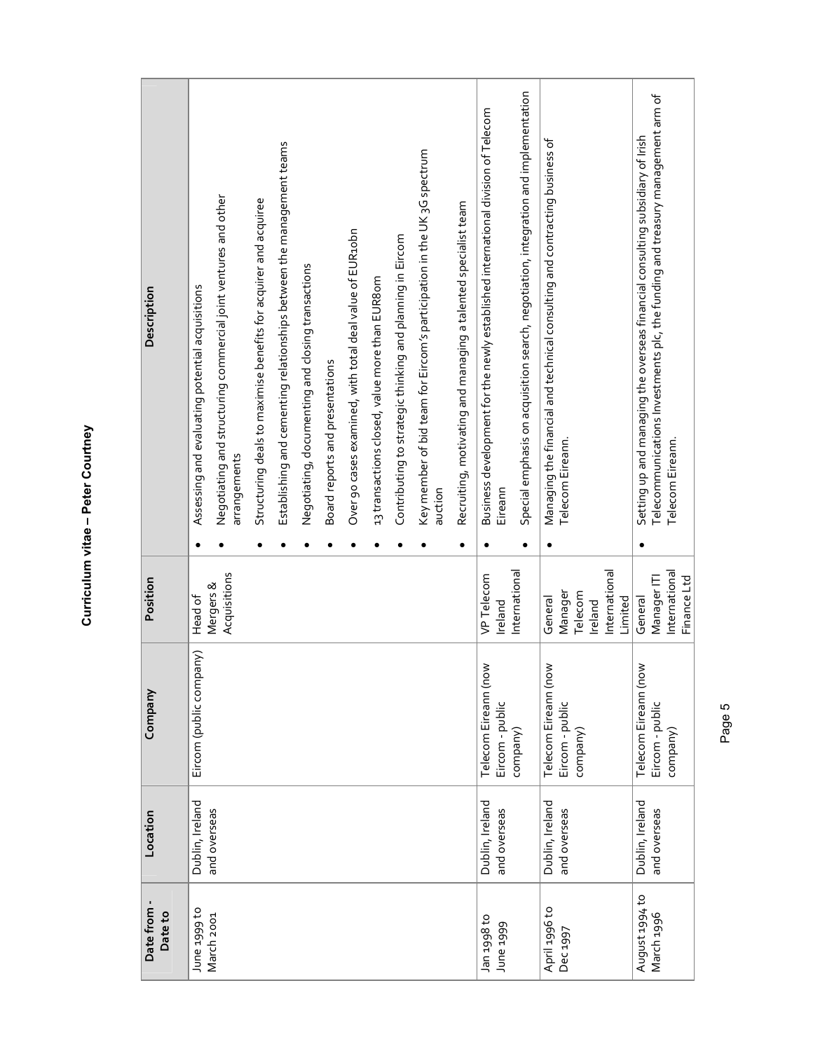# Curriculum vitae – Peter Courtney

| Date from - Date to | Location | Company | Position | Description |
|---|---|---|---|---|
| June 1999 to March 2001 | Dublin, Ireland and overseas | Eircom (public company) | Head of Mergers & Acquisitions | • Assessing and evaluating potential acquisitions<br>• Negotiating and structuring commercial joint ventures and other arrangements<br>• Structuring deals to maximise benefits for acquirer and acquiree<br>• Establishing and cementing relationships between the management teams<br>• Negotiating, documenting and closing transactions<br>• Board reports and presentations<br>• Over 90 cases examined, with total deal value of EUR10bn<br>• 13 transactions closed, value more than EUR80m<br>• Contributing to strategic thinking and planning in Eircom<br>• Key member of bid team for Eircom's participation in the UK 3G spectrum auction<br>• Recruiting, motivating and managing a talented specialist team |
| Jan 1998 to June 1999 | Dublin, Ireland and overseas | Telecom Eireann (now Eircom - public company) | VP Telecom Ireland International | • Business development for the newly established international division of Telecom Eireann<br>• Special emphasis on acquisition search, negotiation, integration and implementation |
| April 1996 to Dec 1997 | Dublin, Ireland and overseas | Telecom Eireann (now Eircom - public company) | General Manager Telecom Ireland International Limited | • Managing the financial and technical consulting and contracting business of Telecom Eireann. |
| August 1994 to March 1996 | Dublin, Ireland and overseas | Telecom Eireann (now Eircom - public company) | General Manager ITI International Finance Ltd | • Setting up and managing the overseas financial consulting subsidiary of Irish Telecommunications Investments plc, the funding and treasury management arm of Telecom Eireann. |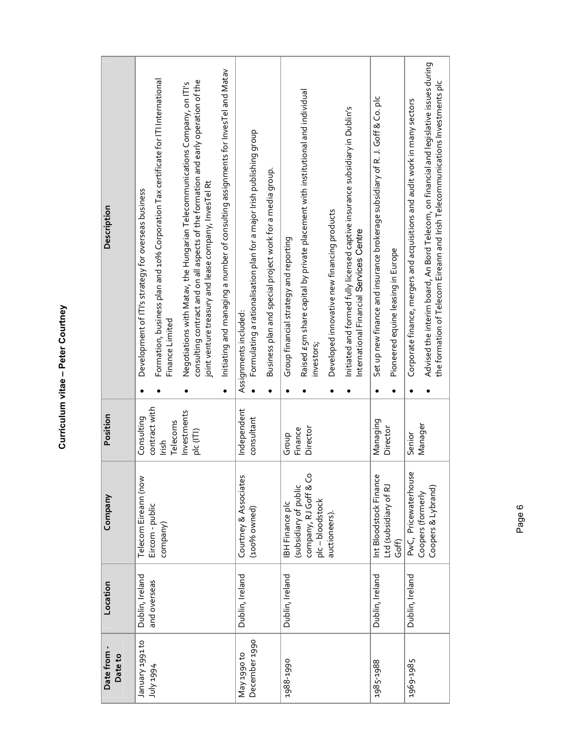# Curriculum vitae – Peter Courtney

| Date from - Date to | Location | Company | Position | Description |
|---|---|---|---|---|
| January 1991 to July 1994 | Dublin, Ireland and overseas | Telecom Eireann (now Eircom - public company) | Consulting contract with Irish Telecoms Investments plc (ITI) | • Development of ITI's strategy for overseas business<br>• Formation, business plan and 10% Corporation Tax certificate for ITI International Finance Limited<br>• Negotiations with Matav, the Hungarian Telecommunications Company, on ITI's consulting contract and on all aspects of the formation and early operation of the joint venture treasury and lease company, InvesTel Rt<br>• Initiating and managing a number of consulting assignments for InvesTel and Matav |
| May 1990 to December 1990 | Dublin, Ireland | Courtney & Associates (100% owned) | Independent consultant | Assignments included:<br>• Formulating a rationalisation plan for a major Irish publishing group<br>• Business plan and special project work for a media group. |
| 1988-1990 | Dublin, Ireland | IBH Finance plc (subsidiary of public company, RJ Goff & Co plc – bloodstock auctioneers). | Group Finance Director | • Group financial strategy and reporting<br>• Raised £5m share capital by private placement with institutional and individual investors;<br>• Developed innovative new financing products<br>• Initiated and formed fully licensed captive insurance subsidiary in Dublin's International Financial Services Centre |
| 1985-1988 | Dublin, Ireland | Int Bloodstock Finance Ltd (subsidiary of RJ Goff) | Managing Director | • Set up new finance and insurance brokerage subsidiary of R. J. Goff & Co. plc<br>• Pioneered equine leasing in Europe |
| 1969-1985 | Dublin, Ireland | PwC, Pricewaterhouse Coopers (formerly Coopers & Lybrand) | Senior Manager | • Corporate finance, mergers and acquisitions and audit work in many sectors<br>• Advised the interim board, An Bord Telecom, on financial and legislative issues during the formation of Telecom Eireann and Irish Telecommunications Investments plc |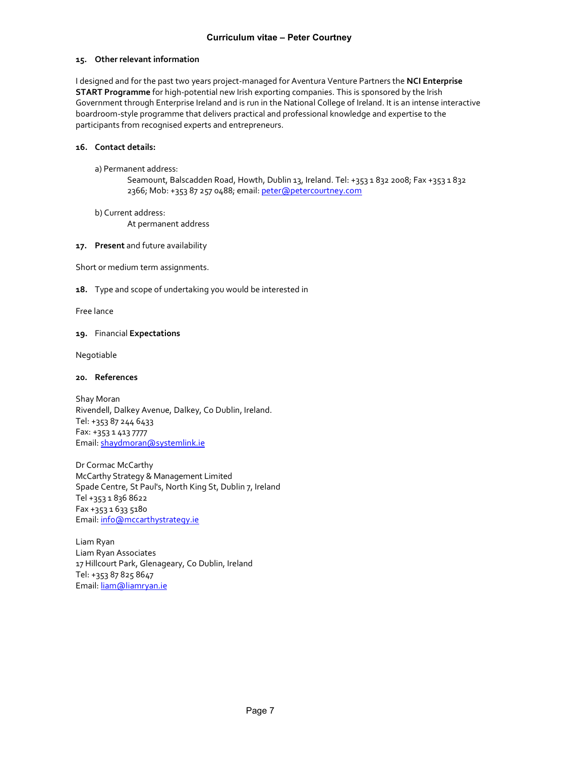**15. Other relevant information**

I designed and for the past two years project-managed for Aventura Venture Partners the **NCI Enterprise START Programme** for high-potential new Irish exporting companies. This is sponsored by the Irish Government through Enterprise Ireland and is run in the National College of Ireland. It is an intense interactive boardroom-style programme that delivers practical and professional knowledge and expertise to the participants from recognised experts and entrepreneurs.

**16. Contact details:**

a) Permanent address:

Seamount, Balscadden Road, Howth, Dublin 13, Ireland. Tel: +353 1 832 2008; Fax +353 1 832 2366; Mob: +353 87 257 0488; email: peter@petercourtney.com

b) Current address:

At permanent address

**17. Present** and future availability

Short or medium term assignments.

**18.** Type and scope of undertaking you would be interested in

Free lance

**19.** Financial **Expectations**

Negotiable

**20. References**

Shay Moran
Rivendell, Dalkey Avenue, Dalkey, Co Dublin, Ireland.
Tel: +353 87 244 6433
Fax: +353 1 413 7777
Email: shaydmoran@systemlink.ie

Dr Cormac McCarthy
McCarthy Strategy & Management Limited
Spade Centre, St Paul's, North King St, Dublin 7, Ireland
Tel +353 1 836 8622
Fax +353 1 633 5180
Email: info@mccarthystrategy.ie

Liam Ryan
Liam Ryan Associates
17 Hillcourt Park, Glenageary, Co Dublin, Ireland
Tel: +353 87 825 8647
Email: liam@liamryan.ie